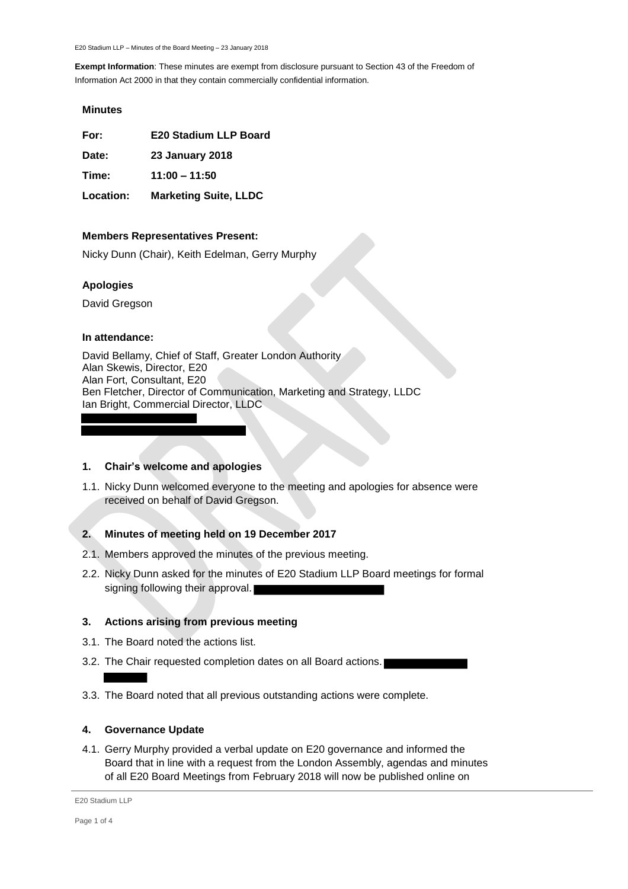**Exempt Information**: These minutes are exempt from disclosure pursuant to Section 43 of the Freedom of Information Act 2000 in that they contain commercially confidential information.

## Minutes

| | |
|---|---|
| **For:** | **E20 Stadium LLP Board** |
| **Date:** | **23 January 2018** |
| **Time:** | **11:00 – 11:50** |
| **Location:** | **Marketing Suite, LLDC** |

### Members Representatives Present:

Nicky Dunn (Chair), Keith Edelman, Gerry Murphy

### Apologies

David Gregson

### In attendance:

David Bellamy, Chief of Staff, Greater London Authority
Alan Skewis, Director, E20
Alan Fort, Consultant, E20
Ben Fletcher, Director of Communication, Marketing and Strategy, LLDC
Ian Bright, Commercial Director, LLDC

### 1. Chair's welcome and apologies

1.1. Nicky Dunn welcomed everyone to the meeting and apologies for absence were received on behalf of David Gregson.

### 2. Minutes of meeting held on 19 December 2017

2.1. Members approved the minutes of the previous meeting.

2.2. Nicky Dunn asked for the minutes of E20 Stadium LLP Board meetings for formal signing following their approval.

### 3. Actions arising from previous meeting

3.1. The Board noted the actions list.

3.2. The Chair requested completion dates on all Board actions.

3.3. The Board noted that all previous outstanding actions were complete.

### 4. Governance Update

4.1. Gerry Murphy provided a verbal update on E20 governance and informed the Board that in line with a request from the London Assembly, agendas and minutes of all E20 Board Meetings from February 2018 will now be published online on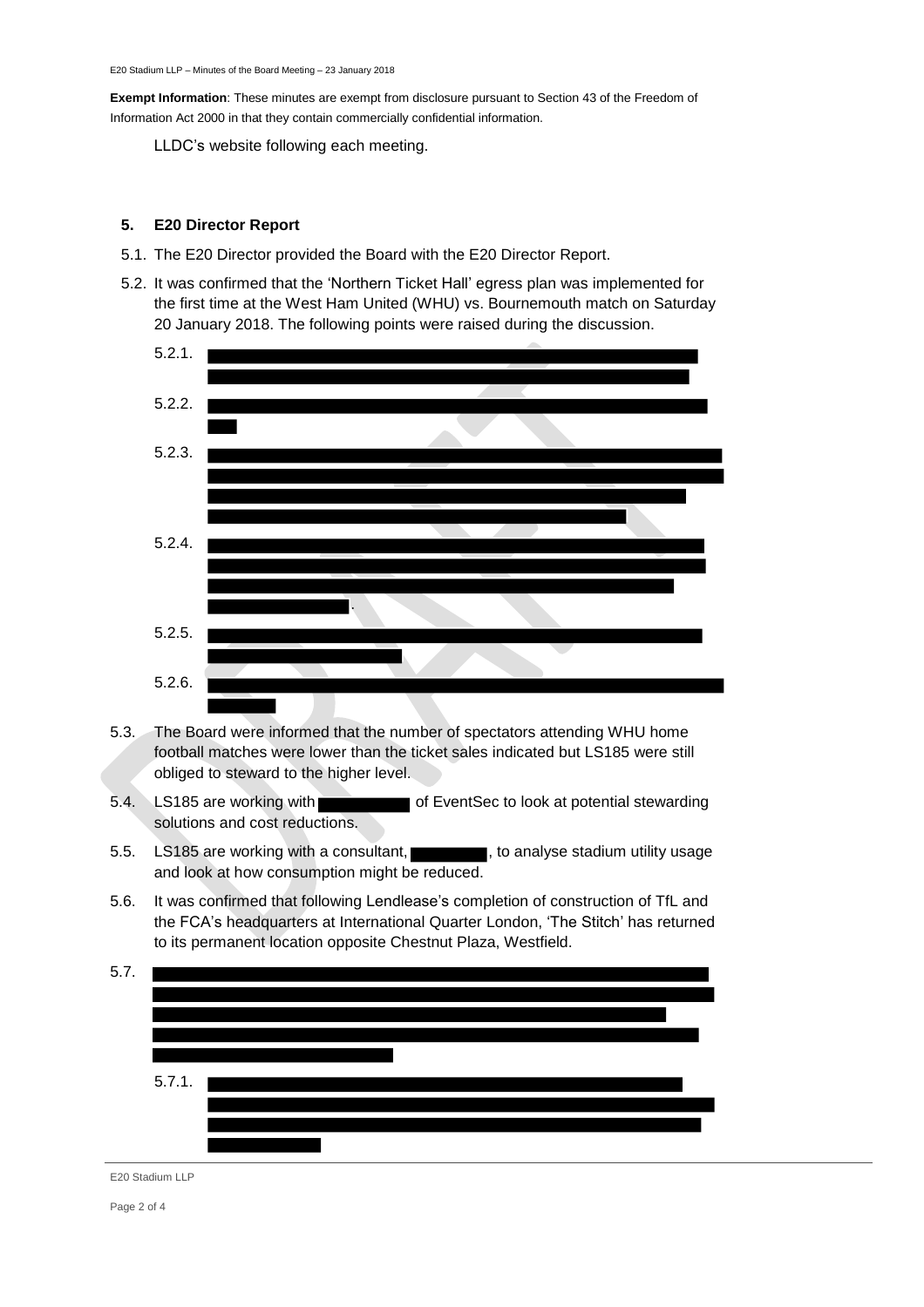**Exempt Information**: These minutes are exempt from disclosure pursuant to Section 43 of the Freedom of Information Act 2000 in that they contain commercially confidential information.

LLDC's website following each meeting.

## 5. E20 Director Report

5.1. The E20 Director provided the Board with the E20 Director Report.

5.2. It was confirmed that the 'Northern Ticket Hall' egress plan was implemented for the first time at the West Ham United (WHU) vs. Bournemouth match on Saturday 20 January 2018. The following points were raised during the discussion.

5.2.1. [REDACTED]

5.2.2. [REDACTED]

5.2.3. [REDACTED]

5.2.4. [REDACTED].

5.2.5. [REDACTED]

5.2.6. [REDACTED]

5.3. The Board were informed that the number of spectators attending WHU home football matches were lower than the ticket sales indicated but LS185 were still obliged to steward to the higher level.

5.4. LS185 are working with [REDACTED] of EventSec to look at potential stewarding solutions and cost reductions.

5.5. LS185 are working with a consultant, [REDACTED], to analyse stadium utility usage and look at how consumption might be reduced.

5.6. It was confirmed that following Lendlease's completion of construction of TfL and the FCA's headquarters at International Quarter London, 'The Stitch' has returned to its permanent location opposite Chestnut Plaza, Westfield.

5.7. [REDACTED]

5.7.1. [REDACTED]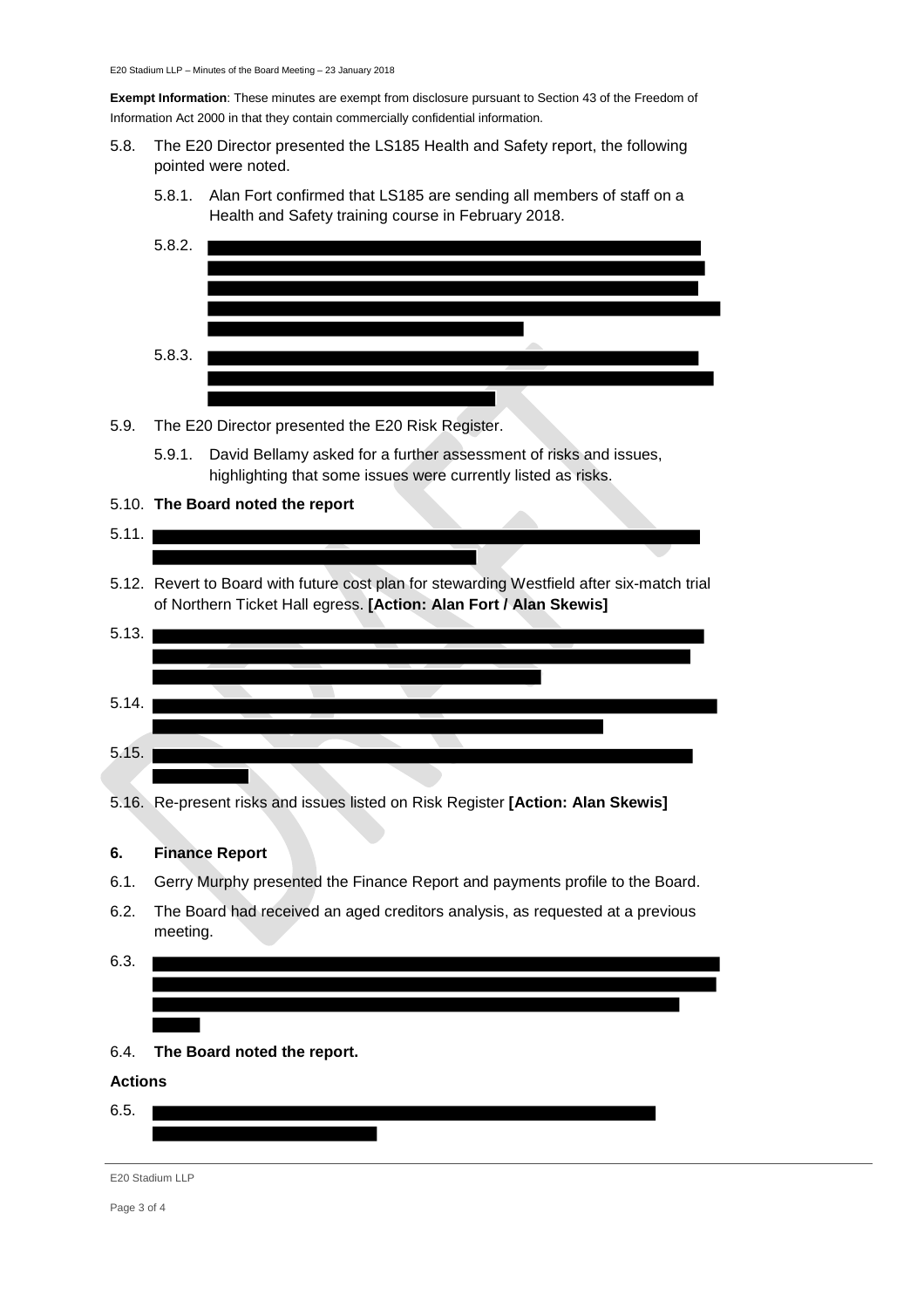**Exempt Information**: These minutes are exempt from disclosure pursuant to Section 43 of the Freedom of Information Act 2000 in that they contain commercially confidential information.

5.8. The E20 Director presented the LS185 Health and Safety report, the following pointed were noted.

  5.8.1. Alan Fort confirmed that LS185 are sending all members of staff on a Health and Safety training course in February 2018.

  5.8.2.

  5.8.3.

5.9. The E20 Director presented the E20 Risk Register.

  5.9.1. David Bellamy asked for a further assessment of risks and issues, highlighting that some issues were currently listed as risks.

5.10. **The Board noted the report**

5.11.

5.12. Revert to Board with future cost plan for stewarding Westfield after six-match trial of Northern Ticket Hall egress. **[Action: Alan Fort / Alan Skewis]**

5.13.

5.14.

5.15.

5.16. Re-present risks and issues listed on Risk Register **[Action: Alan Skewis]**

## 6. Finance Report

6.1. Gerry Murphy presented the Finance Report and payments profile to the Board.

6.2. The Board had received an aged creditors analysis, as requested at a previous meeting.

6.3.

6.4. **The Board noted the report.**

**Actions**

6.5.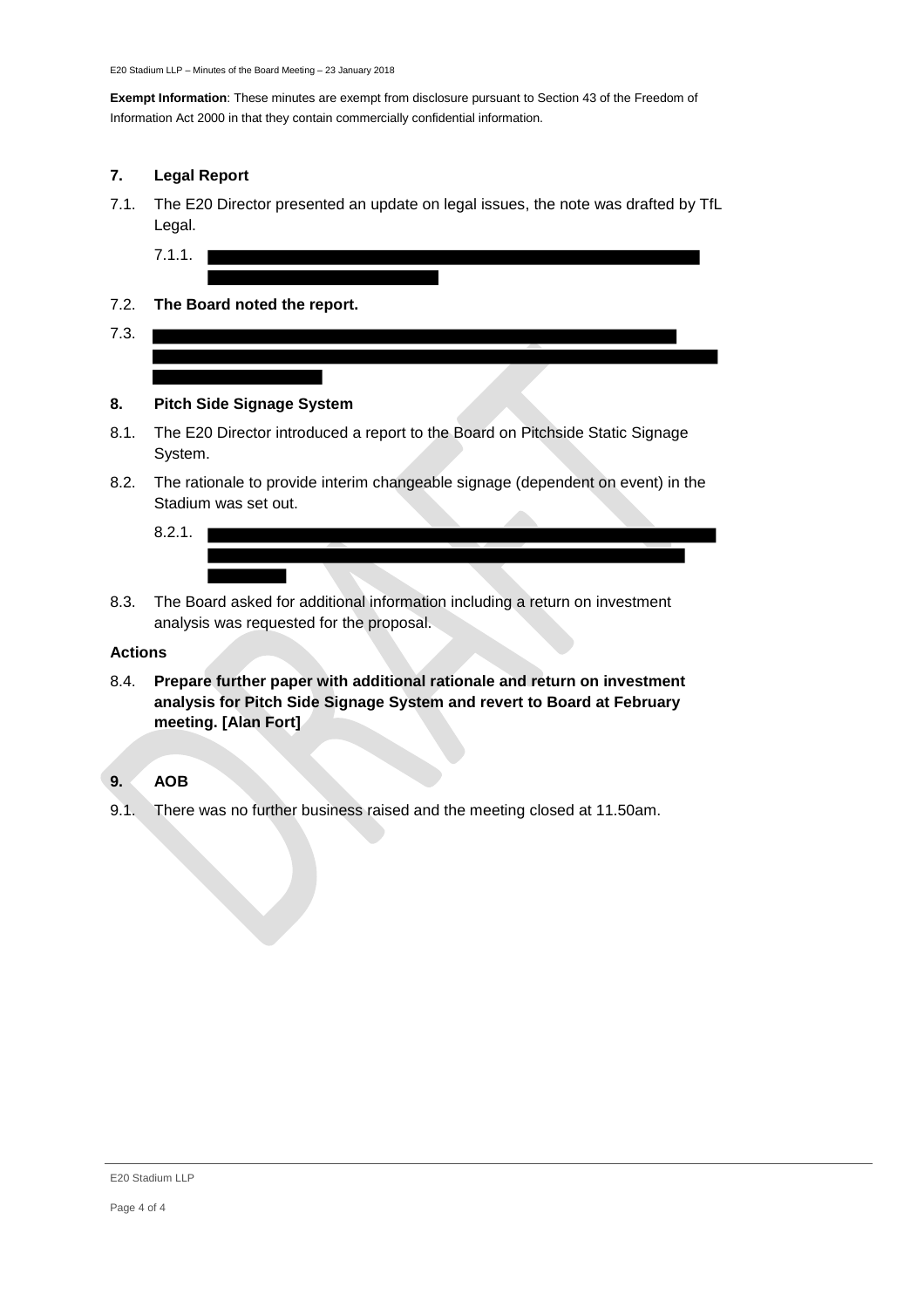**Exempt Information**: These minutes are exempt from disclosure pursuant to Section 43 of the Freedom of Information Act 2000 in that they contain commercially confidential information.

## 7. Legal Report

7.1. The E20 Director presented an update on legal issues, the note was drafted by TfL Legal.

7.1.1.

7.2. **The Board noted the report.**

7.3.

## 8. Pitch Side Signage System

8.1. The E20 Director introduced a report to the Board on Pitchside Static Signage System.

8.2. The rationale to provide interim changeable signage (dependent on event) in the Stadium was set out.

8.2.1.

8.3. The Board asked for additional information including a return on investment analysis was requested for the proposal.

**Actions**

8.4. **Prepare further paper with additional rationale and return on investment analysis for Pitch Side Signage System and revert to Board at February meeting. [Alan Fort]**

## 9. AOB

9.1. There was no further business raised and the meeting closed at 11.50am.